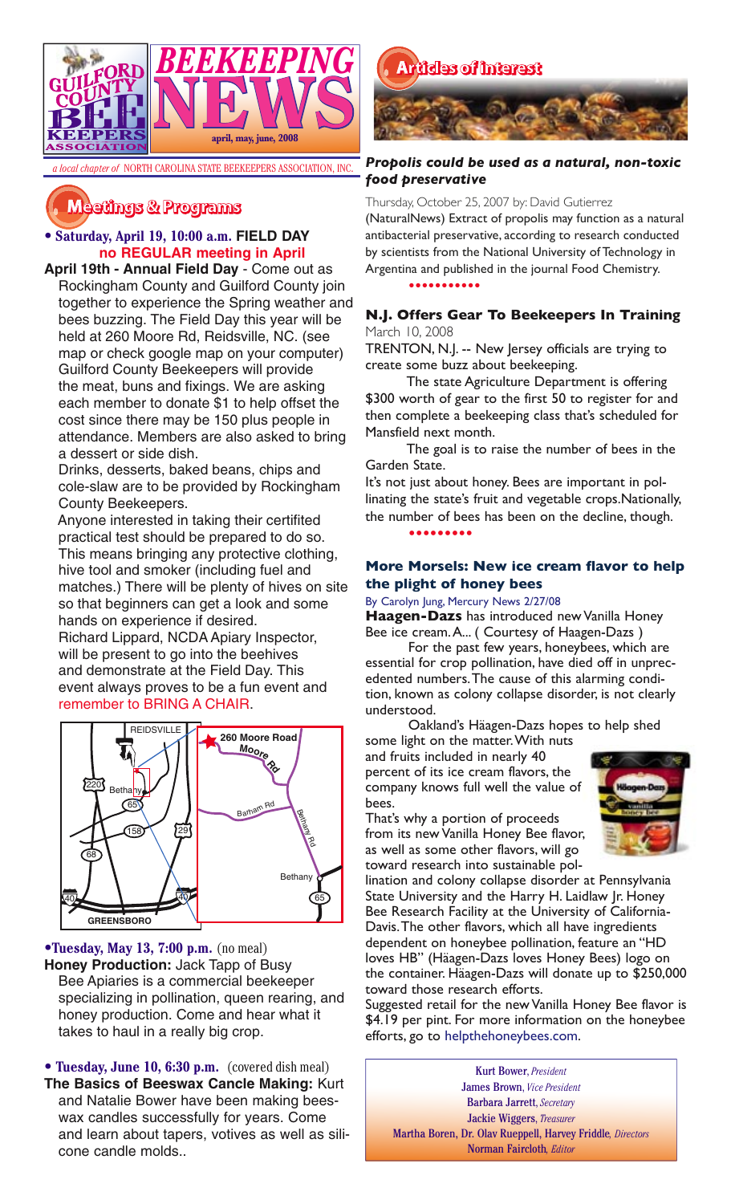# Guilford County Bee Keepers Association

# BEEKEEPING NEWS

april, may, june, 2008

*a local chapter of* NORTH CAROLINA STATE BEEKEEPERS ASSOCIATION, INC.

## Meetings & Programs

**• Saturday, April 19, 10:00 a.m. FIELD DAY**
**no REGULAR meeting in April**

**April 19th - Annual Field Day** - Come out as Rockingham County and Guilford County join together to experience the Spring weather and bees buzzing. The Field Day this year will be held at 260 Moore Rd, Reidsville, NC. (see map or check google map on your computer) Guilford County Beekeepers will provide the meat, buns and fixings. We are asking each member to donate $1 to help offset the cost since there may be 150 plus people in attendance. Members are also asked to bring a dessert or side dish.

Drinks, desserts, baked beans, chips and cole-slaw are to be provided by Rockingham County Beekeepers.

Anyone interested in taking their certified practical test should be prepared to do so. This means bringing any protective clothing, hive tool and smoker (including fuel and matches.) There will be plenty of hives on site so that beginners can get a look and some hands on experience if desired.

Richard Lippard, NCDA Apiary Inspector, will be present to go into the beehives and demonstrate at the Field Day. This event always proves to be a fun event and remember to BRING A CHAIR.

**•Tuesday, May 13, 7:00 p.m.** (no meal)
**Honey Production:** Jack Tapp of Busy Bee Apiaries is a commercial beekeeper specializing in pollination, queen rearing, and honey production. Come and hear what it takes to haul in a really big crop.

**• Tuesday, June 10, 6:30 p.m.** (covered dish meal)
**The Basics of Beeswax Candle Making:** Kurt and Natalie Bower have been making beeswax candles successfully for years. Come and learn about tapers, votives as well as silicone candle molds..

## Articles of interest

### *Propolis could be used as a natural, non-toxic food preservative*

Thursday, October 25, 2007 by: David Gutierrez

(NaturalNews) Extract of propolis may function as a natural antibacterial preservative, according to research conducted by scientists from the National University of Technology in Argentina and published in the journal Food Chemistry.

### N.J. Offers Gear To Beekeepers In Training

March 10, 2008

TRENTON, N.J. -- New Jersey officials are trying to create some buzz about beekeeping.

The state Agriculture Department is offering $300 worth of gear to the first 50 to register for and then complete a beekeeping class that's scheduled for Mansfield next month.

The goal is to raise the number of bees in the Garden State.

It's not just about honey. Bees are important in pollinating the state's fruit and vegetable crops. Nationally, the number of bees has been on the decline, though.

### More Morsels: New ice cream flavor to help the plight of honey bees

By Carolyn Jung, Mercury News 2/27/08

**Haagen-Dazs** has introduced new Vanilla Honey Bee ice cream. A... ( Courtesy of Haagen-Dazs )

For the past few years, honeybees, which are essential for crop pollination, have died off in unprecedented numbers. The cause of this alarming condition, known as colony collapse disorder, is not clearly understood.

Oakland's Häagen-Dazs hopes to help shed some light on the matter. With nuts and fruits included in nearly 40 percent of its ice cream flavors, the company knows full well the value of bees.

That's why a portion of proceeds from its new Vanilla Honey Bee flavor, as well as some other flavors, will go toward research into sustainable pollination and colony collapse disorder at Pennsylvania State University and the Harry H. Laidlaw Jr. Honey Bee Research Facility at the University of California-Davis. The other flavors, which all have ingredients dependent on honeybee pollination, feature an "HD loves HB" (Häagen-Dazs loves Honey Bees) logo on the container. Häagen-Dazs will donate up to $250,000 toward those research efforts.

Suggested retail for the new Vanilla Honey Bee flavor is $4.19 per pint. For more information on the honeybee efforts, go to helpthehoneybees.com.

Kurt Bower, *President*
James Brown, *Vice President*
Barbara Jarrett, *Secretary*
Jackie Wiggers, *Treasurer*
Martha Boren, Dr. Olav Rueppell, Harvey Friddle, *Directors*
Norman Faircloth, *Editor*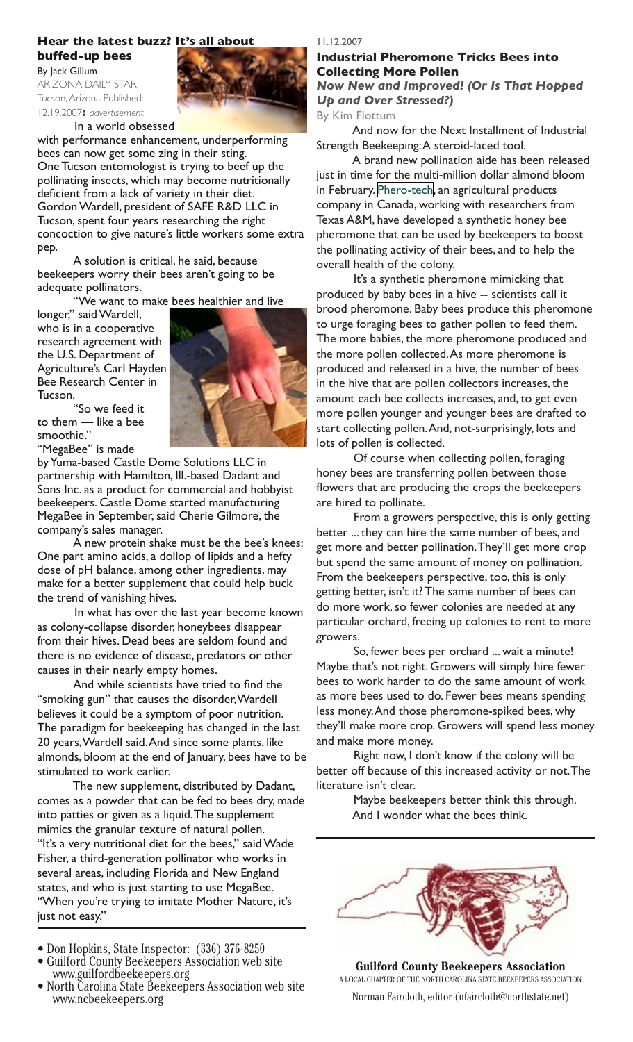## Hear the latest buzz? It's all about buffed-up bees

By Jack Gillum
ARIZONA DAILY STAR
Tucson, Arizona Published: 12.19.2007: *advertisement*

In a world obsessed with performance enhancement, underperforming bees can now get some zing in their sting. One Tucson entomologist is trying to beef up the pollinating insects, which may become nutritionally deficient from a lack of variety in their diet. Gordon Wardell, president of SAFE R&D LLC in Tucson, spent four years researching the right concoction to give nature's little workers some extra pep.

A solution is critical, he said, because beekeepers worry their bees aren't going to be adequate pollinators.

"We want to make bees healthier and live longer," said Wardell, who is in a cooperative research agreement with the U.S. Department of Agriculture's Carl Hayden Bee Research Center in Tucson.

"So we feed it to them — like a bee smoothie."

"MegaBee" is made by Yuma-based Castle Dome Solutions LLC in partnership with Hamilton, Ill.-based Dadant and Sons Inc. as a product for commercial and hobbyist beekeepers. Castle Dome started manufacturing MegaBee in September, said Cherie Gilmore, the company's sales manager.

A new protein shake must be the bee's knees: One part amino acids, a dollop of lipids and a hefty dose of pH balance, among other ingredients, may make for a better supplement that could help buck the trend of vanishing hives.

In what has over the last year become known as colony-collapse disorder, honeybees disappear from their hives. Dead bees are seldom found and there is no evidence of disease, predators or other causes in their nearly empty homes.

And while scientists have tried to find the "smoking gun" that causes the disorder, Wardell believes it could be a symptom of poor nutrition. The paradigm for beekeeping has changed in the last 20 years, Wardell said. And since some plants, like almonds, bloom at the end of January, bees have to be stimulated to work earlier.

The new supplement, distributed by Dadant, comes as a powder that can be fed to bees dry, made into patties or given as a liquid. The supplement mimics the granular texture of natural pollen. "It's a very nutritional diet for the bees," said Wade Fisher, a third-generation pollinator who works in several areas, including Florida and New England states, and who is just starting to use MegaBee. "When you're trying to imitate Mother Nature, it's just not easy."

- Don Hopkins, State Inspector: (336) 376-8250
- Guilford County Beekeepers Association web site www.guilfordbeekeepers.org
- North Carolina State Beekeepers Association web site www.ncbeekeepers.org

11.12.2007

## Industrial Pheromone Tricks Bees into Collecting More Pollen

***Now New and Improved! (Or Is That Hopped Up and Over Stressed?)***

By Kim Flottum

And now for the Next Installment of Industrial Strength Beekeeping: A steroid-laced tool.

A brand new pollination aide has been released just in time for the multi-million dollar almond bloom in February. Phero-tech, an agricultural products company in Canada, working with researchers from Texas A&M, have developed a synthetic honey bee pheromone that can be used by beekeepers to boost the pollinating activity of their bees, and to help the overall health of the colony.

It's a synthetic pheromone mimicking that produced by baby bees in a hive -- scientists call it brood pheromone. Baby bees produce this pheromone to urge foraging bees to gather pollen to feed them. The more babies, the more pheromone produced and the more pollen collected. As more pheromone is produced and released in a hive, the number of bees in the hive that are pollen collectors increases, the amount each bee collects increases, and, to get even more pollen younger and younger bees are drafted to start collecting pollen. And, not-surprisingly, lots and lots of pollen is collected.

Of course when collecting pollen, foraging honey bees are transferring pollen between those flowers that are producing the crops the beekeepers are hired to pollinate.

From a growers perspective, this is only getting better ... they can hire the same number of bees, and get more and better pollination. They'll get more crop but spend the same amount of money on pollination. From the beekeepers perspective, too, this is only getting better, isn't it? The same number of bees can do more work, so fewer colonies are needed at any particular orchard, freeing up colonies to rent to more growers.

So, fewer bees per orchard ... wait a minute! Maybe that's not right. Growers will simply hire fewer bees to work harder to do the same amount of work as more bees used to do. Fewer bees means spending less money. And those pheromone-spiked bees, why they'll make more crop. Growers will spend less money and make more money.

Right now, I don't know if the colony will be better off because of this increased activity or not. The literature isn't clear.

Maybe beekeepers better think this through. And I wonder what the bees think.

**Guilford County Beekeepers Association**
A LOCAL CHAPTER OF THE NORTH CAROLINA STATE BEEKEEPERS ASSOCIATION
Norman Faircloth, editor (nfaircloth@northstate.net)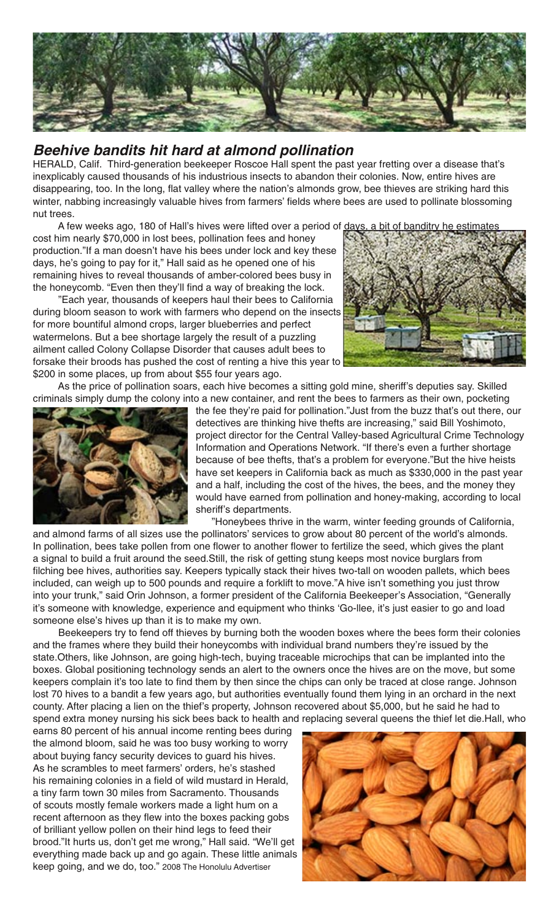## *Beehive bandits hit hard at almond pollination*

HERALD, Calif. Third-generation beekeeper Roscoe Hall spent the past year fretting over a disease that's inexplicably caused thousands of his industrious insects to abandon their colonies. Now, entire hives are disappearing, too. In the long, flat valley where the nation's almonds grow, bee thieves are striking hard this winter, nabbing increasingly valuable hives from farmers' fields where bees are used to pollinate blossoming nut trees.

A few weeks ago, 180 of Hall's hives were lifted over a period of days, a bit of banditry he estimates cost him nearly $70,000 in lost bees, pollination fees and honey production."If a man doesn't have his bees under lock and key these days, he's going to pay for it," Hall said as he opened one of his remaining hives to reveal thousands of amber-colored bees busy in the honeycomb. "Even then they'll find a way of breaking the lock.

"Each year, thousands of keepers haul their bees to California during bloom season to work with farmers who depend on the insects for more bountiful almond crops, larger blueberries and perfect watermelons. But a bee shortage largely the result of a puzzling ailment called Colony Collapse Disorder that causes adult bees to forsake their broods has pushed the cost of renting a hive this year to $200 in some places, up from about $55 four years ago.

As the price of pollination soars, each hive becomes a sitting gold mine, sheriff's deputies say. Skilled criminals simply dump the colony into a new container, and rent the bees to farmers as their own, pocketing the fee they're paid for pollination."Just from the buzz that's out there, our detectives are thinking hive thefts are increasing," said Bill Yoshimoto, project director for the Central Valley-based Agricultural Crime Technology Information and Operations Network. "If there's even a further shortage because of bee thefts, that's a problem for everyone."But the hive heists have set keepers in California back as much as $330,000 in the past year and a half, including the cost of the hives, the bees, and the money they would have earned from pollination and honey-making, according to local sheriff's departments.

"Honeybees thrive in the warm, winter feeding grounds of California, and almond farms of all sizes use the pollinators' services to grow about 80 percent of the world's almonds. In pollination, bees take pollen from one flower to another flower to fertilize the seed, which gives the plant a signal to build a fruit around the seed.Still, the risk of getting stung keeps most novice burglars from filching bee hives, authorities say. Keepers typically stack their hives two-tall on wooden pallets, which bees included, can weigh up to 500 pounds and require a forklift to move."A hive isn't something you just throw into your trunk," said Orin Johnson, a former president of the California Beekeeper's Association, "Generally it's someone with knowledge, experience and equipment who thinks 'Go-llee, it's just easier to go and load someone else's hives up than it is to make my own.

Beekeepers try to fend off thieves by burning both the wooden boxes where the bees form their colonies and the frames where they build their honeycombs with individual brand numbers they're issued by the state.Others, like Johnson, are going high-tech, buying traceable microchips that can be implanted into the boxes. Global positioning technology sends an alert to the owners once the hives are on the move, but some keepers complain it's too late to find them by then since the chips can only be traced at close range. Johnson lost 70 hives to a bandit a few years ago, but authorities eventually found them lying in an orchard in the next county. After placing a lien on the thief's property, Johnson recovered about $5,000, but he said he had to spend extra money nursing his sick bees back to health and replacing several queens the thief let die.Hall, who earns 80 percent of his annual income renting bees during the almond bloom, said he was too busy working to worry about buying fancy security devices to guard his hives. As he scrambles to meet farmers' orders, he's stashed his remaining colonies in a field of wild mustard in Herald, a tiny farm town 30 miles from Sacramento. Thousands of scouts mostly female workers made a light hum on a recent afternoon as they flew into the boxes packing gobs of brilliant yellow pollen on their hind legs to feed their brood."It hurts us, don't get me wrong," Hall said. "We'll get everything made back up and go again. These little animals keep going, and we do, too." 2008 The Honolulu Advertiser